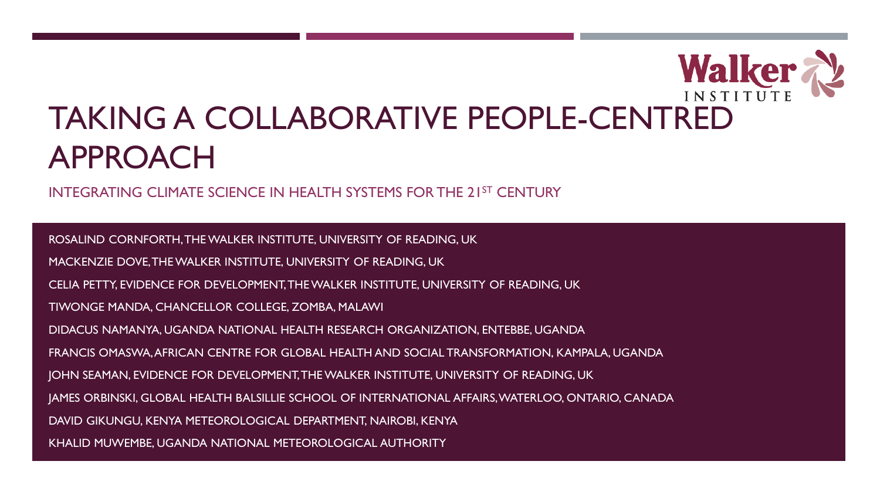# TAKING A COLLABORATIVE PEOPLE-CENTRED APPROACH

## INTEGRATING CLIMATE SCIENCE IN HEALTH SYSTEMS FOR THE 21ST CENTURY

ROSALIND CORNFORTH, THE WALKER INSTITUTE, UNIVERSITY OF READING, UK

MACKENZIE DOVE, THE WALKER INSTITUTE, UNIVERSITY OF READING, UK

CELIA PETTY, EVIDENCE FOR DEVELOPMENT, THE WALKER INSTITUTE, UNIVERSITY OF READING, UK

TIWONGE MANDA, CHANCELLOR COLLEGE, ZOMBA, MALAWI

DIDACUS NAMANYA, UGANDA NATIONAL HEALTH RESEARCH ORGANIZATION, ENTEBBE, UGANDA

FRANCIS OMASWA, AFRICAN CENTRE FOR GLOBAL HEALTH AND SOCIAL TRANSFORMATION, KAMPALA, UGANDA

JOHN SEAMAN, EVIDENCE FOR DEVELOPMENT, THE WALKER INSTITUTE, UNIVERSITY OF READING, UK

JAMES ORBINSKI, GLOBAL HEALTH BALSILLIE SCHOOL OF INTERNATIONAL AFFAIRS, WATERLOO, ONTARIO, CANADA

DAVID GIKUNGU, KENYA METEOROLOGICAL DEPARTMENT, NAIROBI, KENYA

KHALID MUWEMBE, UGANDA NATIONAL METEOROLOGICAL AUTHORITY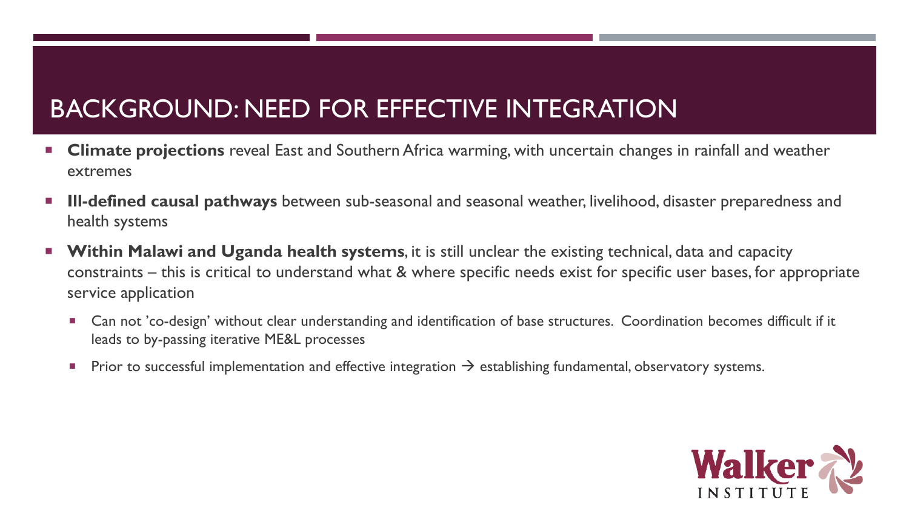# BACKGROUND: NEED FOR EFFECTIVE INTEGRATION

- **Climate projections** reveal East and Southern Africa warming, with uncertain changes in rainfall and weather extremes
- **Ill-defined causal pathways** between sub-seasonal and seasonal weather, livelihood, disaster preparedness and health systems
- **Within Malawi and Uganda health systems**, it is still unclear the existing technical, data and capacity constraints – this is critical to understand what & where specific needs exist for specific user bases, for appropriate service application
  - Can not 'co-design' without clear understanding and identification of base structures. Coordination becomes difficult if it leads to by-passing iterative ME&L processes
  - Prior to successful implementation and effective integration → establishing fundamental, observatory systems.

Walker INSTITUTE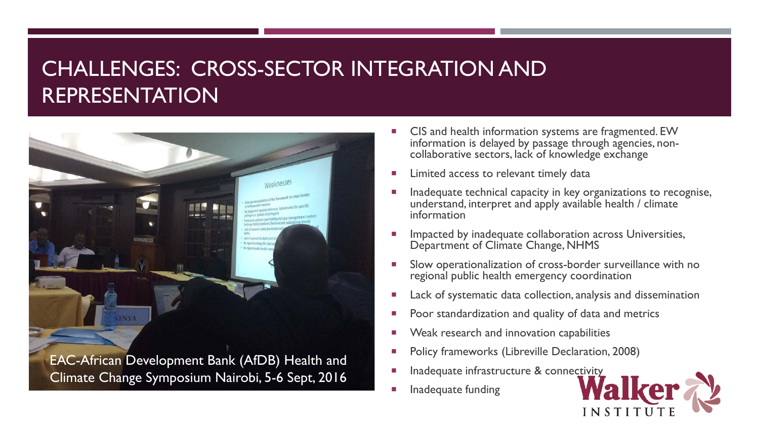# CHALLENGES: CROSS-SECTOR INTEGRATION AND REPRESENTATION

EAC-African Development Bank (AfDB) Health and Climate Change Symposium Nairobi, 5-6 Sept, 2016

- CIS and health information systems are fragmented. EW information is delayed by passage through agencies, non-collaborative sectors, lack of knowledge exchange
- Limited access to relevant timely data
- Inadequate technical capacity in key organizations to recognise, understand, interpret and apply available health / climate information
- Impacted by inadequate collaboration across Universities, Department of Climate Change, NHMS
- Slow operationalization of cross-border surveillance with no regional public health emergency coordination
- Lack of systematic data collection, analysis and dissemination
- Poor standardization and quality of data and metrics
- Weak research and innovation capabilities
- Policy frameworks (Libreville Declaration, 2008)
- Inadequate infrastructure & connectivity
- Inadequate funding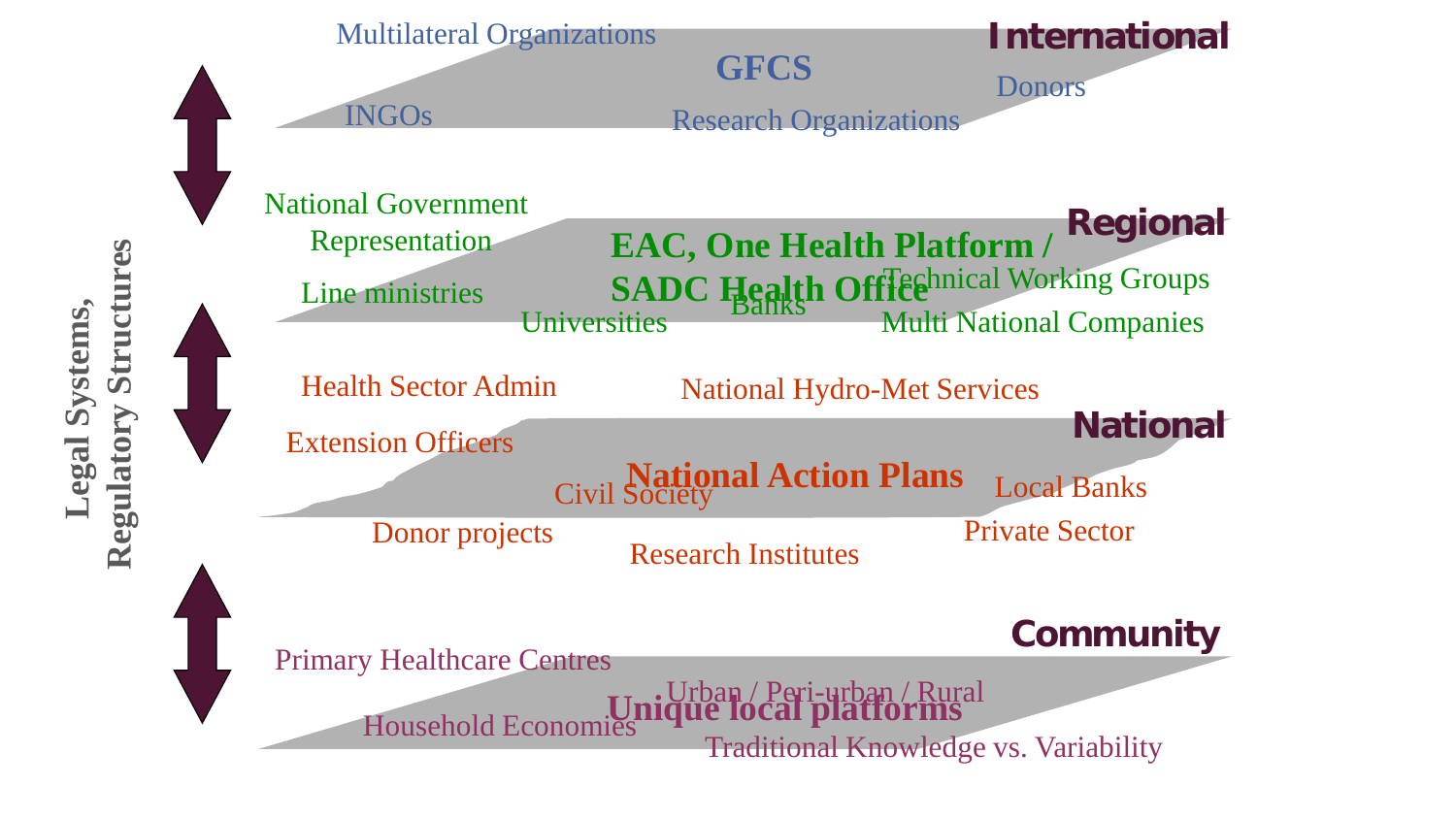Legal Systems, Regulatory Structures

## International

**GFCS**

Multilateral Organizations

INGOs

Research Organizations

Donors

## Regional

**EAC, One Health Platform / SADC Health Office**

National Government Representation

Line ministries

Universities

Banks

Technical Working Groups

Multi National Companies

## National

**National Action Plans**

Health Sector Admin

National Hydro-Met Services

Extension Officers

Civil Society

Local Banks

Donor projects

Private Sector

Research Institutes

## Community

**Unique local platforms**

Primary Healthcare Centres

Urban / Peri-urban / Rural

Household Economies

Traditional Knowledge vs. Variability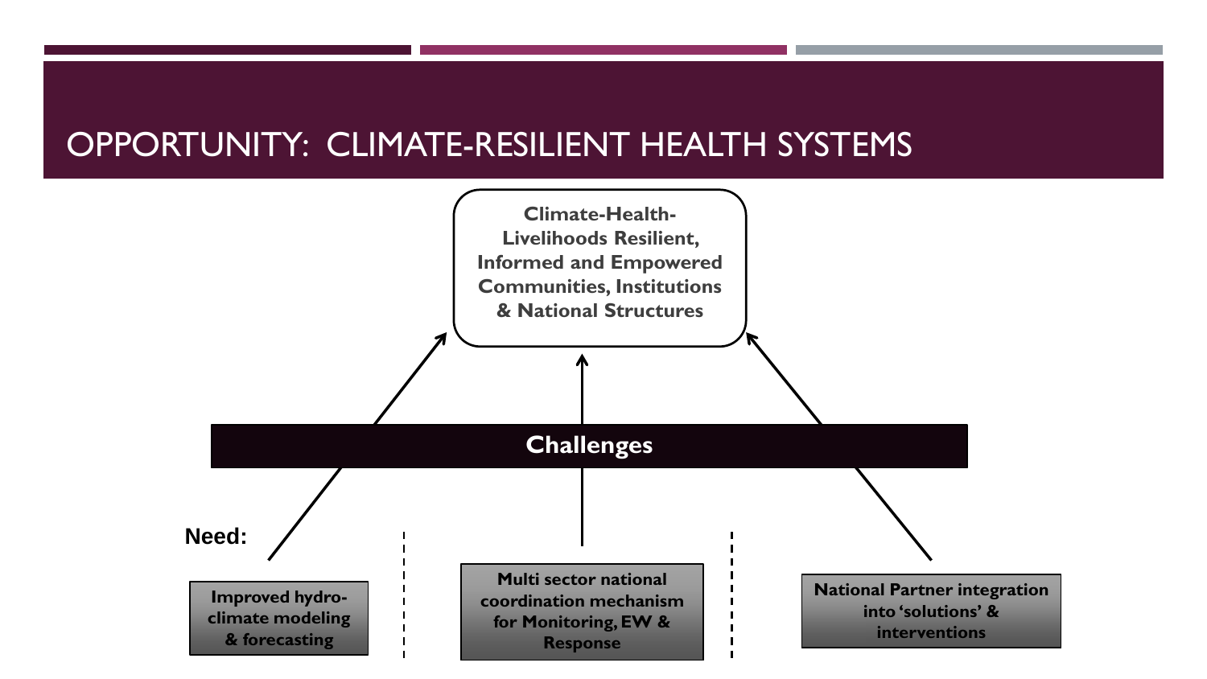# OPPORTUNITY: CLIMATE-RESILIENT HEALTH SYSTEMS

**Climate-Health-Livelihoods Resilient, Informed and Empowered Communities, Institutions & National Structures**

**Challenges**

**Need:**

- **Improved hydro-climate modeling & forecasting**
- **Multi sector national coordination mechanism for Monitoring, EW & Response**
- **National Partner integration into 'solutions' & interventions**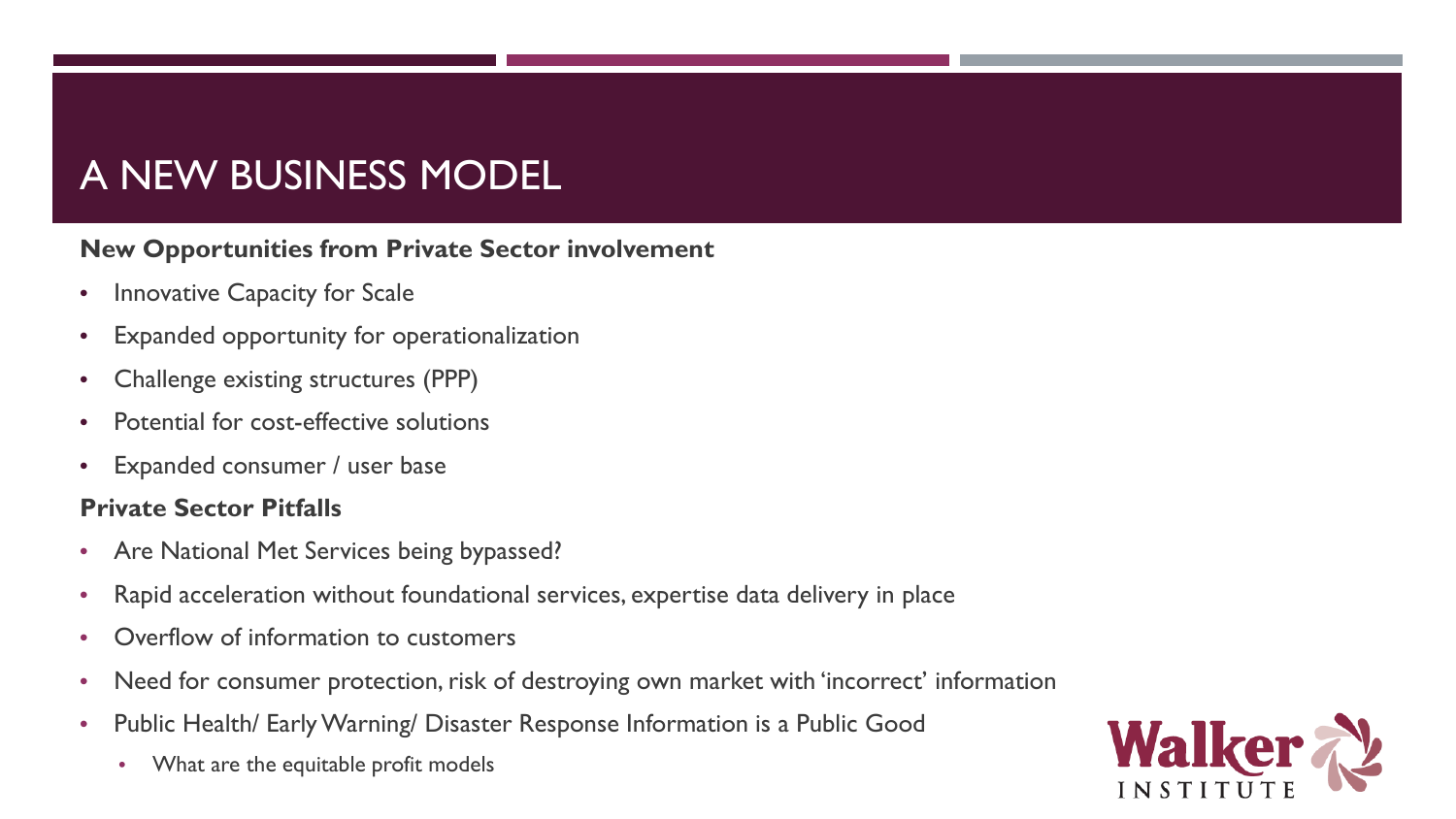# A NEW BUSINESS MODEL

**New Opportunities from Private Sector involvement**

- Innovative Capacity for Scale
- Expanded opportunity for operationalization
- Challenge existing structures (PPP)
- Potential for cost-effective solutions
- Expanded consumer / user base

**Private Sector Pitfalls**

- Are National Met Services being bypassed?
- Rapid acceleration without foundational services, expertise data delivery in place
- Overflow of information to customers
- Need for consumer protection, risk of destroying own market with 'incorrect' information
- Public Health/ Early Warning/ Disaster Response Information is a Public Good
  - What are the equitable profit models

Walker INSTITUTE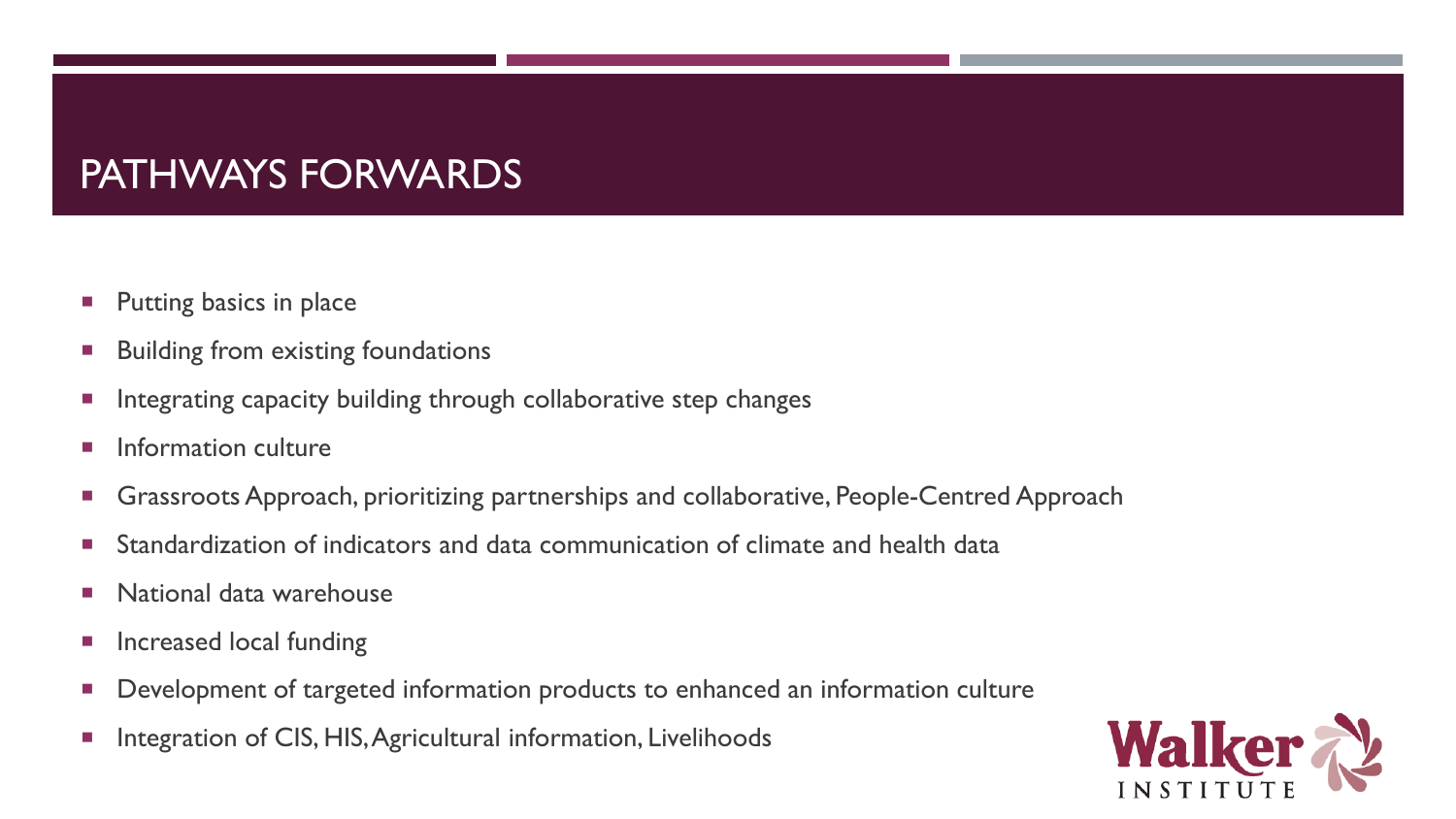# PATHWAYS FORWARDS

- Putting basics in place
- Building from existing foundations
- Integrating capacity building through collaborative step changes
- Information culture
- Grassroots Approach, prioritizing partnerships and collaborative, People-Centred Approach
- Standardization of indicators and data communication of climate and health data
- National data warehouse
- Increased local funding
- Development of targeted information products to enhanced an information culture
- Integration of CIS, HIS, Agricultural information, Livelihoods

Walker INSTITUTE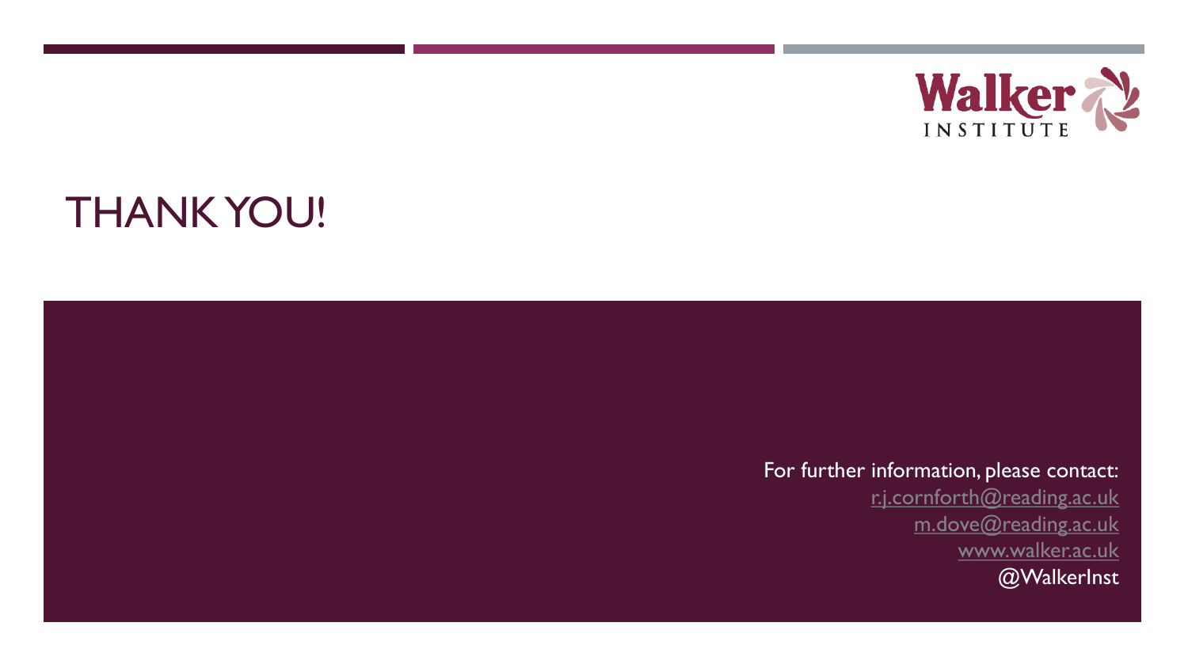# THANK YOU!

For further information, please contact:
r.j.cornforth@reading.ac.uk
m.dove@reading.ac.uk
www.walker.ac.uk
@WalkerInst